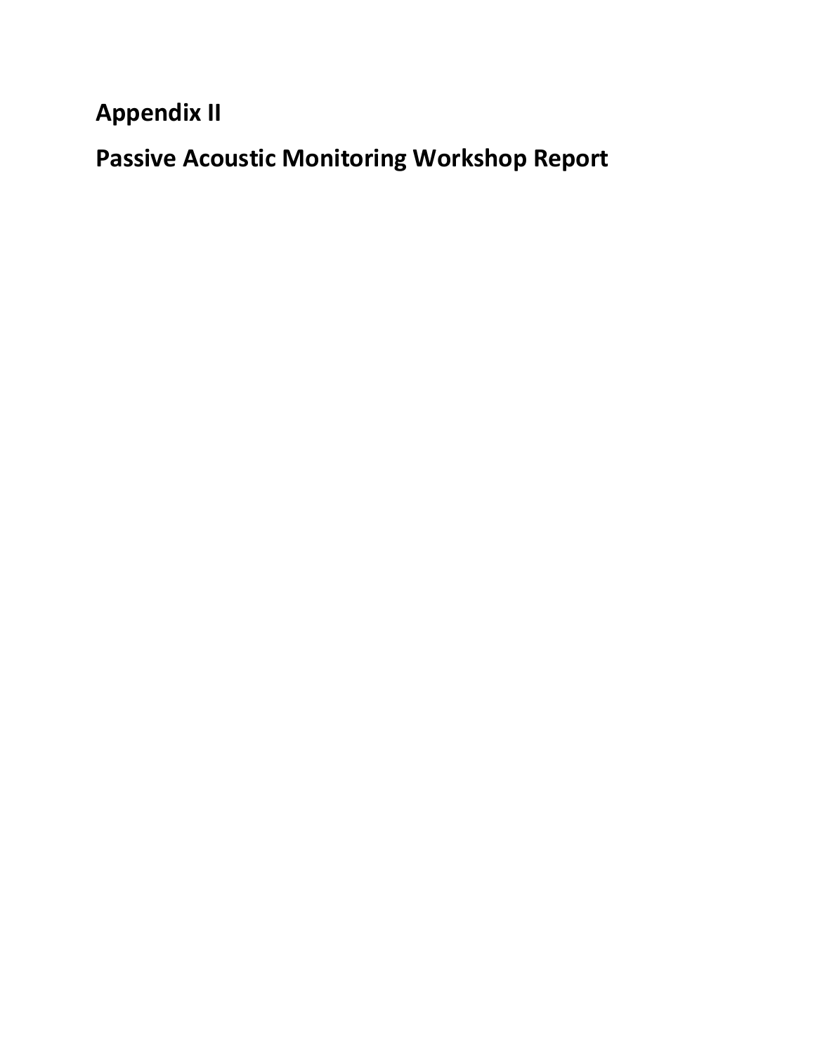# Appendix II

# Passive Acoustic Monitoring Workshop Report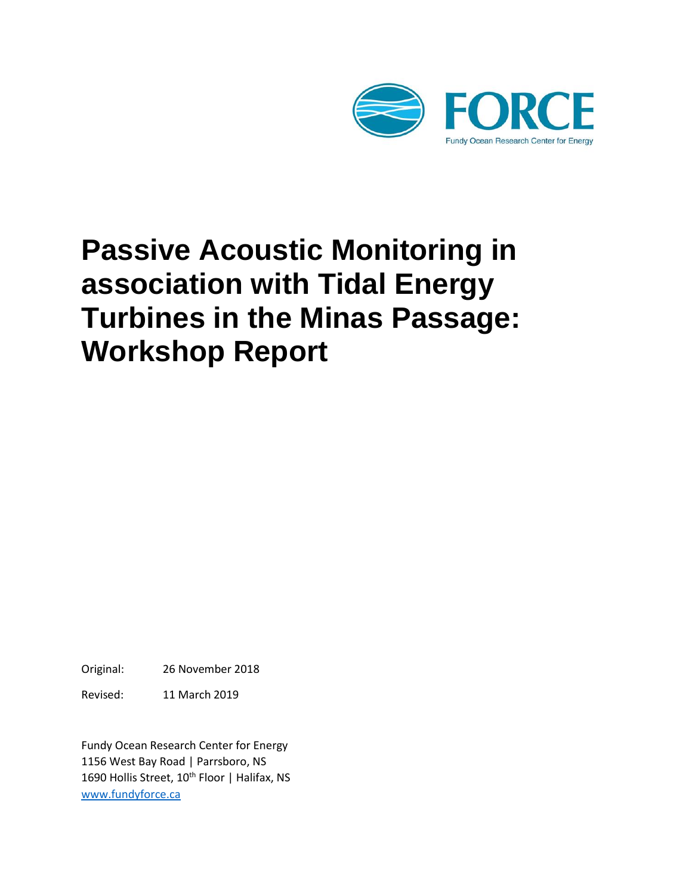FORCE

Fundy Ocean Research Center for Energy

# Passive Acoustic Monitoring in association with Tidal Energy Turbines in the Minas Passage: Workshop Report

Original: 26 November 2018

Revised: 11 March 2019

Fundy Ocean Research Center for Energy
1156 West Bay Road | Parrsboro, NS
1690 Hollis Street, 10th Floor | Halifax, NS
www.fundyforce.ca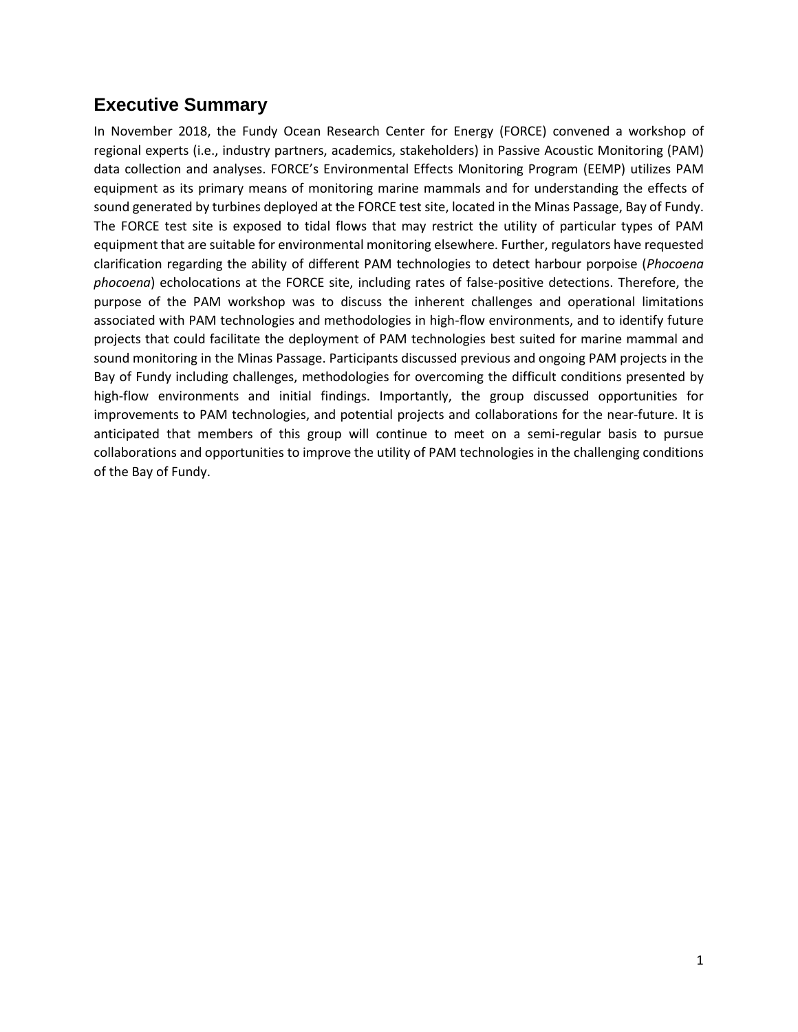## Executive Summary

In November 2018, the Fundy Ocean Research Center for Energy (FORCE) convened a workshop of regional experts (i.e., industry partners, academics, stakeholders) in Passive Acoustic Monitoring (PAM) data collection and analyses. FORCE's Environmental Effects Monitoring Program (EEMP) utilizes PAM equipment as its primary means of monitoring marine mammals and for understanding the effects of sound generated by turbines deployed at the FORCE test site, located in the Minas Passage, Bay of Fundy. The FORCE test site is exposed to tidal flows that may restrict the utility of particular types of PAM equipment that are suitable for environmental monitoring elsewhere. Further, regulators have requested clarification regarding the ability of different PAM technologies to detect harbour porpoise (*Phocoena phocoena*) echolocations at the FORCE site, including rates of false-positive detections. Therefore, the purpose of the PAM workshop was to discuss the inherent challenges and operational limitations associated with PAM technologies and methodologies in high-flow environments, and to identify future projects that could facilitate the deployment of PAM technologies best suited for marine mammal and sound monitoring in the Minas Passage. Participants discussed previous and ongoing PAM projects in the Bay of Fundy including challenges, methodologies for overcoming the difficult conditions presented by high-flow environments and initial findings. Importantly, the group discussed opportunities for improvements to PAM technologies, and potential projects and collaborations for the near-future. It is anticipated that members of this group will continue to meet on a semi-regular basis to pursue collaborations and opportunities to improve the utility of PAM technologies in the challenging conditions of the Bay of Fundy.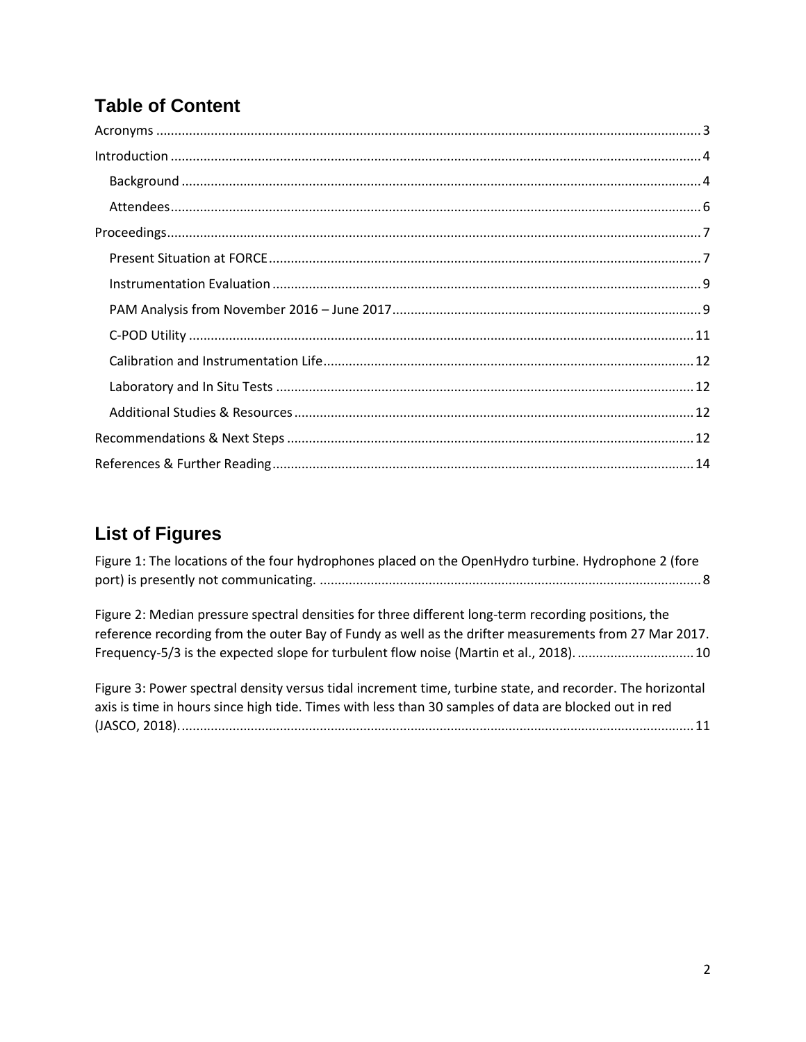## Table of Content

Acronyms ..... 3

Introduction ..... 4

- Background ..... 4
- Attendees ..... 6

Proceedings ..... 7

- Present Situation at FORCE ..... 7
- Instrumentation Evaluation ..... 9
- PAM Analysis from November 2016 – June 2017 ..... 9
- C-POD Utility ..... 11
- Calibration and Instrumentation Life ..... 12
- Laboratory and In Situ Tests ..... 12
- Additional Studies & Resources ..... 12

Recommendations & Next Steps ..... 12

References & Further Reading ..... 14

## List of Figures

Figure 1: The locations of the four hydrophones placed on the OpenHydro turbine. Hydrophone 2 (fore port) is presently not communicating. ..... 8

Figure 2: Median pressure spectral densities for three different long-term recording positions, the reference recording from the outer Bay of Fundy as well as the drifter measurements from 27 Mar 2017. Frequency-5/3 is the expected slope for turbulent flow noise (Martin et al., 2018). ..... 10

Figure 3: Power spectral density versus tidal increment time, turbine state, and recorder. The horizontal axis is time in hours since high tide. Times with less than 30 samples of data are blocked out in red (JASCO, 2018). ..... 11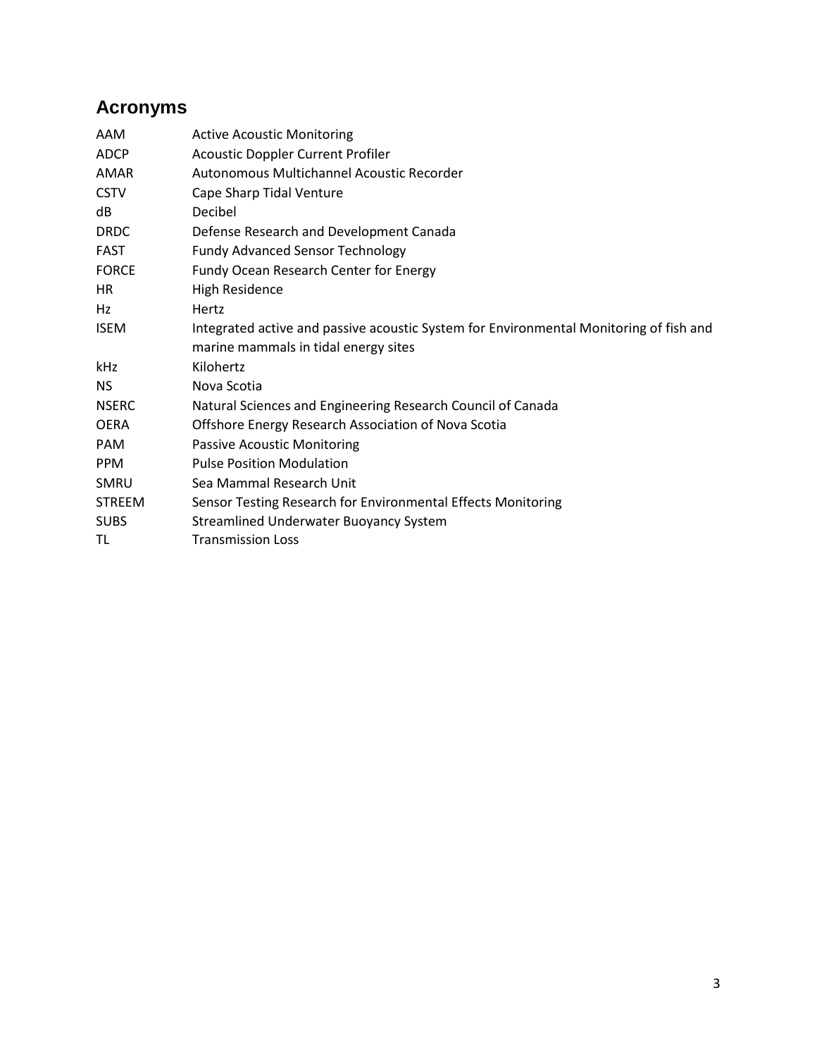## Acronyms

| | |
|---|---|
| AAM | Active Acoustic Monitoring |
| ADCP | Acoustic Doppler Current Profiler |
| AMAR | Autonomous Multichannel Acoustic Recorder |
| CSTV | Cape Sharp Tidal Venture |
| dB | Decibel |
| DRDC | Defense Research and Development Canada |
| FAST | Fundy Advanced Sensor Technology |
| FORCE | Fundy Ocean Research Center for Energy |
| HR | High Residence |
| Hz | Hertz |
| ISEM | Integrated active and passive acoustic System for Environmental Monitoring of fish and marine mammals in tidal energy sites |
| kHz | Kilohertz |
| NS | Nova Scotia |
| NSERC | Natural Sciences and Engineering Research Council of Canada |
| OERA | Offshore Energy Research Association of Nova Scotia |
| PAM | Passive Acoustic Monitoring |
| PPM | Pulse Position Modulation |
| SMRU | Sea Mammal Research Unit |
| STREEM | Sensor Testing Research for Environmental Effects Monitoring |
| SUBS | Streamlined Underwater Buoyancy System |
| TL | Transmission Loss |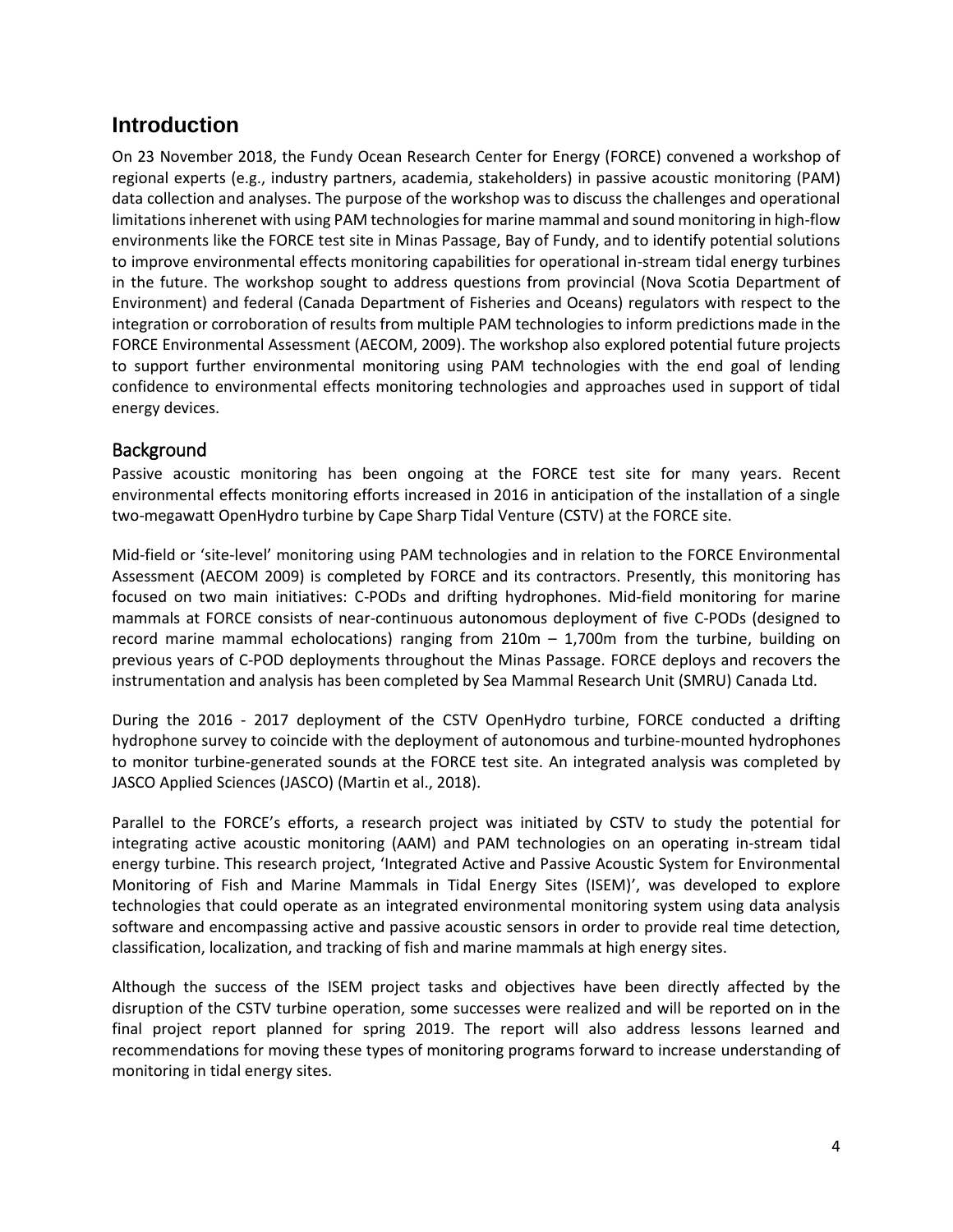# Introduction

On 23 November 2018, the Fundy Ocean Research Center for Energy (FORCE) convened a workshop of regional experts (e.g., industry partners, academia, stakeholders) in passive acoustic monitoring (PAM) data collection and analyses. The purpose of the workshop was to discuss the challenges and operational limitations inherenet with using PAM technologies for marine mammal and sound monitoring in high-flow environments like the FORCE test site in Minas Passage, Bay of Fundy, and to identify potential solutions to improve environmental effects monitoring capabilities for operational in-stream tidal energy turbines in the future. The workshop sought to address questions from provincial (Nova Scotia Department of Environment) and federal (Canada Department of Fisheries and Oceans) regulators with respect to the integration or corroboration of results from multiple PAM technologies to inform predictions made in the FORCE Environmental Assessment (AECOM, 2009). The workshop also explored potential future projects to support further environmental monitoring using PAM technologies with the end goal of lending confidence to environmental effects monitoring technologies and approaches used in support of tidal energy devices.

## Background

Passive acoustic monitoring has been ongoing at the FORCE test site for many years. Recent environmental effects monitoring efforts increased in 2016 in anticipation of the installation of a single two-megawatt OpenHydro turbine by Cape Sharp Tidal Venture (CSTV) at the FORCE site.

Mid-field or 'site-level' monitoring using PAM technologies and in relation to the FORCE Environmental Assessment (AECOM 2009) is completed by FORCE and its contractors. Presently, this monitoring has focused on two main initiatives: C-PODs and drifting hydrophones. Mid-field monitoring for marine mammals at FORCE consists of near-continuous autonomous deployment of five C-PODs (designed to record marine mammal echolocations) ranging from 210m – 1,700m from the turbine, building on previous years of C-POD deployments throughout the Minas Passage. FORCE deploys and recovers the instrumentation and analysis has been completed by Sea Mammal Research Unit (SMRU) Canada Ltd.

During the 2016 - 2017 deployment of the CSTV OpenHydro turbine, FORCE conducted a drifting hydrophone survey to coincide with the deployment of autonomous and turbine-mounted hydrophones to monitor turbine-generated sounds at the FORCE test site. An integrated analysis was completed by JASCO Applied Sciences (JASCO) (Martin et al., 2018).

Parallel to the FORCE's efforts, a research project was initiated by CSTV to study the potential for integrating active acoustic monitoring (AAM) and PAM technologies on an operating in-stream tidal energy turbine. This research project, 'Integrated Active and Passive Acoustic System for Environmental Monitoring of Fish and Marine Mammals in Tidal Energy Sites (ISEM)', was developed to explore technologies that could operate as an integrated environmental monitoring system using data analysis software and encompassing active and passive acoustic sensors in order to provide real time detection, classification, localization, and tracking of fish and marine mammals at high energy sites.

Although the success of the ISEM project tasks and objectives have been directly affected by the disruption of the CSTV turbine operation, some successes were realized and will be reported on in the final project report planned for spring 2019. The report will also address lessons learned and recommendations for moving these types of monitoring programs forward to increase understanding of monitoring in tidal energy sites.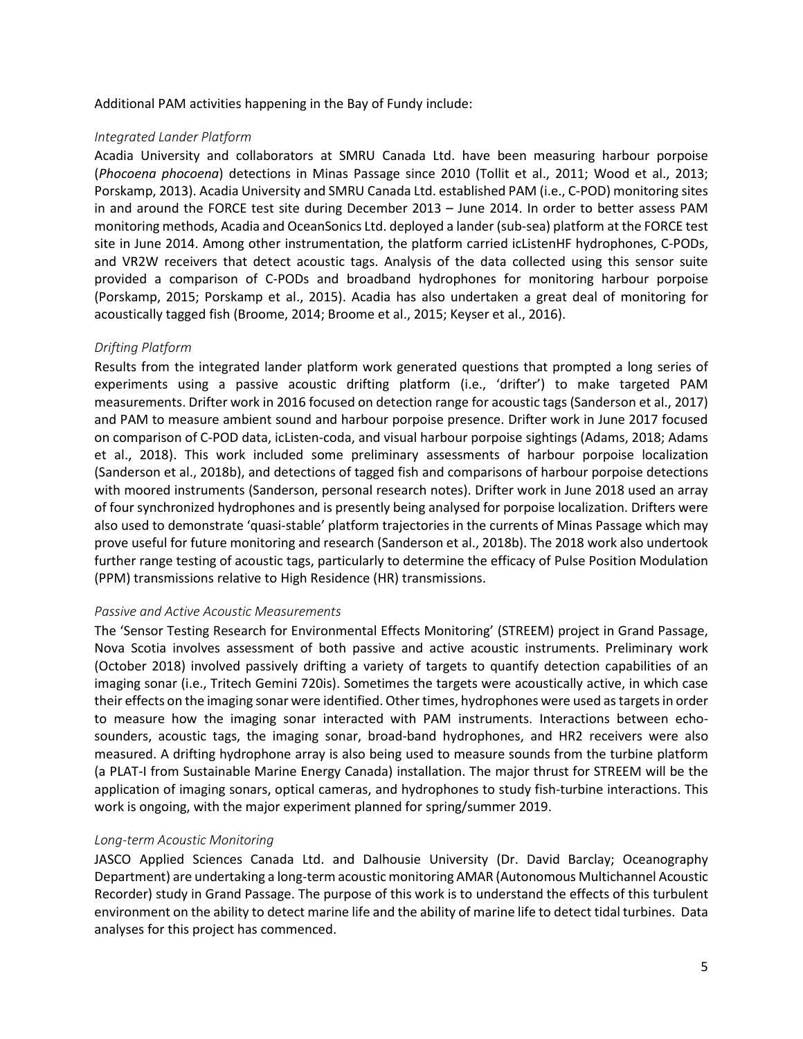Additional PAM activities happening in the Bay of Fundy include:

### *Integrated Lander Platform*

Acadia University and collaborators at SMRU Canada Ltd. have been measuring harbour porpoise (*Phocoena phocoena*) detections in Minas Passage since 2010 (Tollit et al., 2011; Wood et al., 2013; Porskamp, 2013). Acadia University and SMRU Canada Ltd. established PAM (i.e., C-POD) monitoring sites in and around the FORCE test site during December 2013 – June 2014. In order to better assess PAM monitoring methods, Acadia and OceanSonics Ltd. deployed a lander (sub-sea) platform at the FORCE test site in June 2014. Among other instrumentation, the platform carried icListenHF hydrophones, C-PODs, and VR2W receivers that detect acoustic tags. Analysis of the data collected using this sensor suite provided a comparison of C-PODs and broadband hydrophones for monitoring harbour porpoise (Porskamp, 2015; Porskamp et al., 2015). Acadia has also undertaken a great deal of monitoring for acoustically tagged fish (Broome, 2014; Broome et al., 2015; Keyser et al., 2016).

### *Drifting Platform*

Results from the integrated lander platform work generated questions that prompted a long series of experiments using a passive acoustic drifting platform (i.e., 'drifter') to make targeted PAM measurements. Drifter work in 2016 focused on detection range for acoustic tags (Sanderson et al., 2017) and PAM to measure ambient sound and harbour porpoise presence. Drifter work in June 2017 focused on comparison of C-POD data, icListen-coda, and visual harbour porpoise sightings (Adams, 2018; Adams et al., 2018). This work included some preliminary assessments of harbour porpoise localization (Sanderson et al., 2018b), and detections of tagged fish and comparisons of harbour porpoise detections with moored instruments (Sanderson, personal research notes). Drifter work in June 2018 used an array of four synchronized hydrophones and is presently being analysed for porpoise localization. Drifters were also used to demonstrate 'quasi-stable' platform trajectories in the currents of Minas Passage which may prove useful for future monitoring and research (Sanderson et al., 2018b). The 2018 work also undertook further range testing of acoustic tags, particularly to determine the efficacy of Pulse Position Modulation (PPM) transmissions relative to High Residence (HR) transmissions.

### *Passive and Active Acoustic Measurements*

The 'Sensor Testing Research for Environmental Effects Monitoring' (STREEM) project in Grand Passage, Nova Scotia involves assessment of both passive and active acoustic instruments. Preliminary work (October 2018) involved passively drifting a variety of targets to quantify detection capabilities of an imaging sonar (i.e., Tritech Gemini 720is). Sometimes the targets were acoustically active, in which case their effects on the imaging sonar were identified. Other times, hydrophones were used as targets in order to measure how the imaging sonar interacted with PAM instruments. Interactions between echo-sounders, acoustic tags, the imaging sonar, broad-band hydrophones, and HR2 receivers were also measured. A drifting hydrophone array is also being used to measure sounds from the turbine platform (a PLAT-I from Sustainable Marine Energy Canada) installation. The major thrust for STREEM will be the application of imaging sonars, optical cameras, and hydrophones to study fish-turbine interactions. This work is ongoing, with the major experiment planned for spring/summer 2019.

### *Long-term Acoustic Monitoring*

JASCO Applied Sciences Canada Ltd. and Dalhousie University (Dr. David Barclay; Oceanography Department) are undertaking a long-term acoustic monitoring AMAR (Autonomous Multichannel Acoustic Recorder) study in Grand Passage. The purpose of this work is to understand the effects of this turbulent environment on the ability to detect marine life and the ability of marine life to detect tidal turbines. Data analyses for this project has commenced.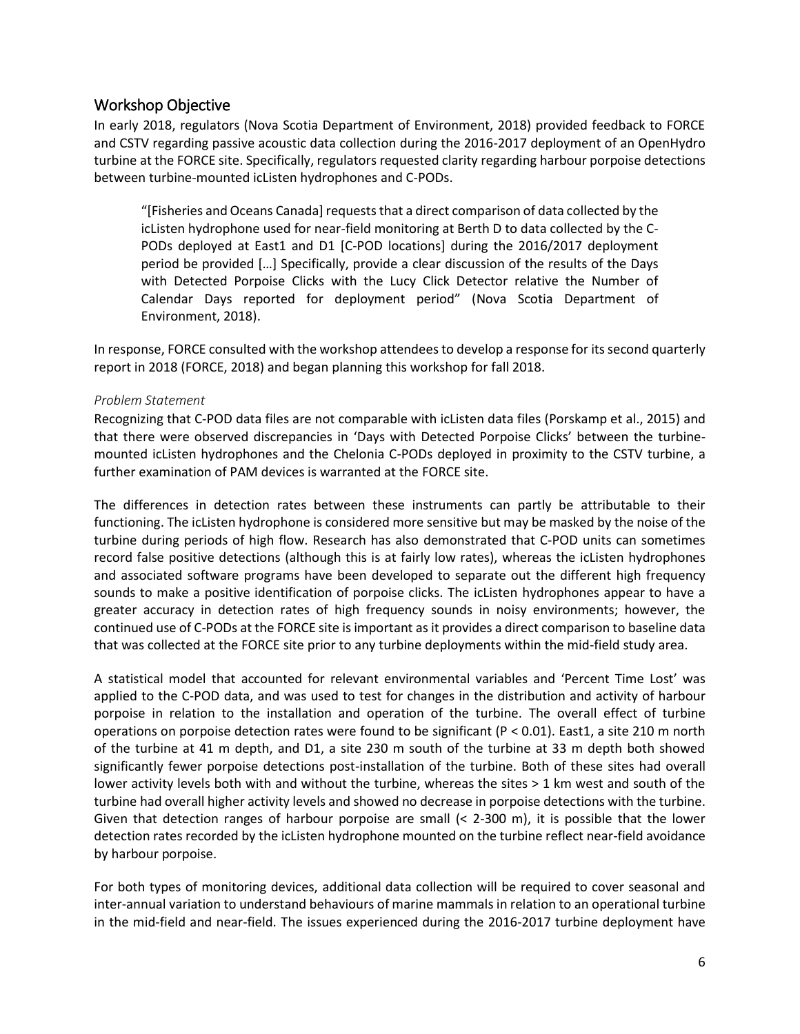## Workshop Objective

In early 2018, regulators (Nova Scotia Department of Environment, 2018) provided feedback to FORCE and CSTV regarding passive acoustic data collection during the 2016-2017 deployment of an OpenHydro turbine at the FORCE site. Specifically, regulators requested clarity regarding harbour porpoise detections between turbine-mounted icListen hydrophones and C-PODs.

> "[Fisheries and Oceans Canada] requests that a direct comparison of data collected by the icListen hydrophone used for near-field monitoring at Berth D to data collected by the C-PODs deployed at East1 and D1 [C-POD locations] during the 2016/2017 deployment period be provided […] Specifically, provide a clear discussion of the results of the Days with Detected Porpoise Clicks with the Lucy Click Detector relative the Number of Calendar Days reported for deployment period" (Nova Scotia Department of Environment, 2018).

In response, FORCE consulted with the workshop attendees to develop a response for its second quarterly report in 2018 (FORCE, 2018) and began planning this workshop for fall 2018.

### *Problem Statement*

Recognizing that C-POD data files are not comparable with icListen data files (Porskamp et al., 2015) and that there were observed discrepancies in 'Days with Detected Porpoise Clicks' between the turbine-mounted icListen hydrophones and the Chelonia C-PODs deployed in proximity to the CSTV turbine, a further examination of PAM devices is warranted at the FORCE site.

The differences in detection rates between these instruments can partly be attributable to their functioning. The icListen hydrophone is considered more sensitive but may be masked by the noise of the turbine during periods of high flow. Research has also demonstrated that C-POD units can sometimes record false positive detections (although this is at fairly low rates), whereas the icListen hydrophones and associated software programs have been developed to separate out the different high frequency sounds to make a positive identification of porpoise clicks. The icListen hydrophones appear to have a greater accuracy in detection rates of high frequency sounds in noisy environments; however, the continued use of C-PODs at the FORCE site is important as it provides a direct comparison to baseline data that was collected at the FORCE site prior to any turbine deployments within the mid-field study area.

A statistical model that accounted for relevant environmental variables and 'Percent Time Lost' was applied to the C-POD data, and was used to test for changes in the distribution and activity of harbour porpoise in relation to the installation and operation of the turbine. The overall effect of turbine operations on porpoise detection rates were found to be significant ($P < 0.01$). East1, a site 210 m north of the turbine at 41 m depth, and D1, a site 230 m south of the turbine at 33 m depth both showed significantly fewer porpoise detections post-installation of the turbine. Both of these sites had overall lower activity levels both with and without the turbine, whereas the sites > 1 km west and south of the turbine had overall higher activity levels and showed no decrease in porpoise detections with the turbine. Given that detection ranges of harbour porpoise are small (< 2-300 m), it is possible that the lower detection rates recorded by the icListen hydrophone mounted on the turbine reflect near-field avoidance by harbour porpoise.

For both types of monitoring devices, additional data collection will be required to cover seasonal and inter-annual variation to understand behaviours of marine mammals in relation to an operational turbine in the mid-field and near-field. The issues experienced during the 2016-2017 turbine deployment have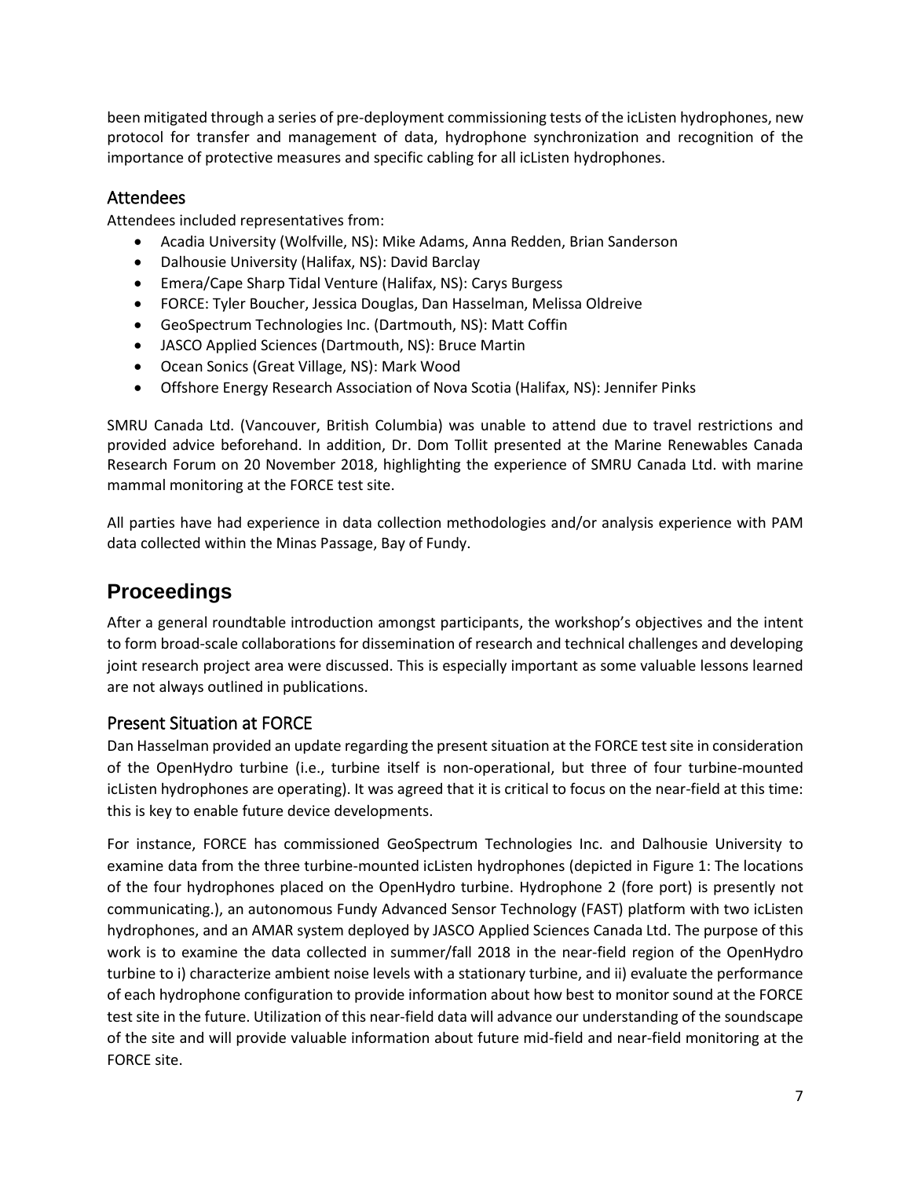been mitigated through a series of pre-deployment commissioning tests of the icListen hydrophones, new protocol for transfer and management of data, hydrophone synchronization and recognition of the importance of protective measures and specific cabling for all icListen hydrophones.

## Attendees

Attendees included representatives from:

- Acadia University (Wolfville, NS): Mike Adams, Anna Redden, Brian Sanderson
- Dalhousie University (Halifax, NS): David Barclay
- Emera/Cape Sharp Tidal Venture (Halifax, NS): Carys Burgess
- FORCE: Tyler Boucher, Jessica Douglas, Dan Hasselman, Melissa Oldreive
- GeoSpectrum Technologies Inc. (Dartmouth, NS): Matt Coffin
- JASCO Applied Sciences (Dartmouth, NS): Bruce Martin
- Ocean Sonics (Great Village, NS): Mark Wood
- Offshore Energy Research Association of Nova Scotia (Halifax, NS): Jennifer Pinks

SMRU Canada Ltd. (Vancouver, British Columbia) was unable to attend due to travel restrictions and provided advice beforehand. In addition, Dr. Dom Tollit presented at the Marine Renewables Canada Research Forum on 20 November 2018, highlighting the experience of SMRU Canada Ltd. with marine mammal monitoring at the FORCE test site.

All parties have had experience in data collection methodologies and/or analysis experience with PAM data collected within the Minas Passage, Bay of Fundy.

# Proceedings

After a general roundtable introduction amongst participants, the workshop's objectives and the intent to form broad-scale collaborations for dissemination of research and technical challenges and developing joint research project area were discussed. This is especially important as some valuable lessons learned are not always outlined in publications.

## Present Situation at FORCE

Dan Hasselman provided an update regarding the present situation at the FORCE test site in consideration of the OpenHydro turbine (i.e., turbine itself is non-operational, but three of four turbine-mounted icListen hydrophones are operating). It was agreed that it is critical to focus on the near-field at this time: this is key to enable future device developments.

For instance, FORCE has commissioned GeoSpectrum Technologies Inc. and Dalhousie University to examine data from the three turbine-mounted icListen hydrophones (depicted in Figure 1: The locations of the four hydrophones placed on the OpenHydro turbine. Hydrophone 2 (fore port) is presently not communicating.), an autonomous Fundy Advanced Sensor Technology (FAST) platform with two icListen hydrophones, and an AMAR system deployed by JASCO Applied Sciences Canada Ltd. The purpose of this work is to examine the data collected in summer/fall 2018 in the near-field region of the OpenHydro turbine to i) characterize ambient noise levels with a stationary turbine, and ii) evaluate the performance of each hydrophone configuration to provide information about how best to monitor sound at the FORCE test site in the future. Utilization of this near-field data will advance our understanding of the soundscape of the site and will provide valuable information about future mid-field and near-field monitoring at the FORCE site.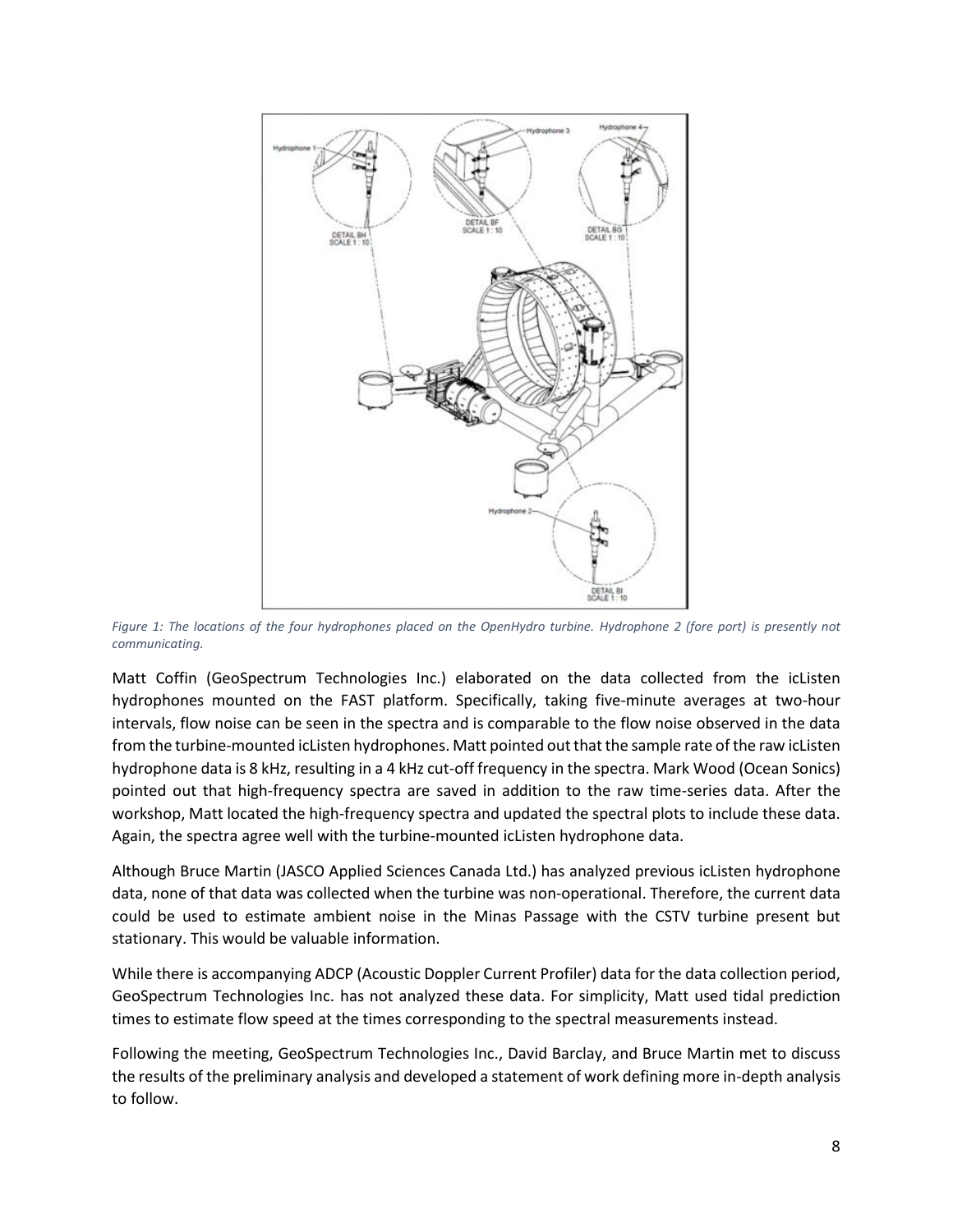*Figure 1: The locations of the four hydrophones placed on the OpenHydro turbine. Hydrophone 2 (fore port) is presently not communicating.*

Matt Coffin (GeoSpectrum Technologies Inc.) elaborated on the data collected from the icListen hydrophones mounted on the FAST platform. Specifically, taking five-minute averages at two-hour intervals, flow noise can be seen in the spectra and is comparable to the flow noise observed in the data from the turbine-mounted icListen hydrophones. Matt pointed out that the sample rate of the raw icListen hydrophone data is 8 kHz, resulting in a 4 kHz cut-off frequency in the spectra. Mark Wood (Ocean Sonics) pointed out that high-frequency spectra are saved in addition to the raw time-series data. After the workshop, Matt located the high-frequency spectra and updated the spectral plots to include these data. Again, the spectra agree well with the turbine-mounted icListen hydrophone data.

Although Bruce Martin (JASCO Applied Sciences Canada Ltd.) has analyzed previous icListen hydrophone data, none of that data was collected when the turbine was non-operational. Therefore, the current data could be used to estimate ambient noise in the Minas Passage with the CSTV turbine present but stationary. This would be valuable information.

While there is accompanying ADCP (Acoustic Doppler Current Profiler) data for the data collection period, GeoSpectrum Technologies Inc. has not analyzed these data. For simplicity, Matt used tidal prediction times to estimate flow speed at the times corresponding to the spectral measurements instead.

Following the meeting, GeoSpectrum Technologies Inc., David Barclay, and Bruce Martin met to discuss the results of the preliminary analysis and developed a statement of work defining more in-depth analysis to follow.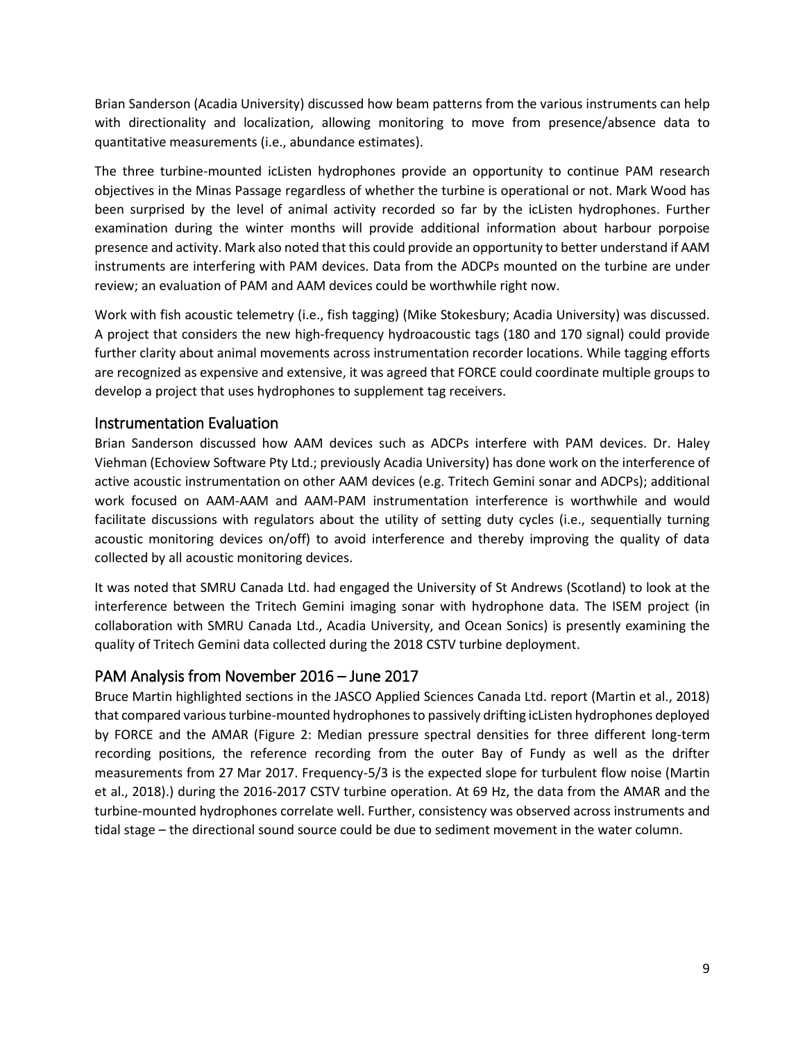Brian Sanderson (Acadia University) discussed how beam patterns from the various instruments can help with directionality and localization, allowing monitoring to move from presence/absence data to quantitative measurements (i.e., abundance estimates).

The three turbine-mounted icListen hydrophones provide an opportunity to continue PAM research objectives in the Minas Passage regardless of whether the turbine is operational or not. Mark Wood has been surprised by the level of animal activity recorded so far by the icListen hydrophones. Further examination during the winter months will provide additional information about harbour porpoise presence and activity. Mark also noted that this could provide an opportunity to better understand if AAM instruments are interfering with PAM devices. Data from the ADCPs mounted on the turbine are under review; an evaluation of PAM and AAM devices could be worthwhile right now.

Work with fish acoustic telemetry (i.e., fish tagging) (Mike Stokesbury; Acadia University) was discussed. A project that considers the new high-frequency hydroacoustic tags (180 and 170 signal) could provide further clarity about animal movements across instrumentation recorder locations. While tagging efforts are recognized as expensive and extensive, it was agreed that FORCE could coordinate multiple groups to develop a project that uses hydrophones to supplement tag receivers.

## Instrumentation Evaluation

Brian Sanderson discussed how AAM devices such as ADCPs interfere with PAM devices. Dr. Haley Viehman (Echoview Software Pty Ltd.; previously Acadia University) has done work on the interference of active acoustic instrumentation on other AAM devices (e.g. Tritech Gemini sonar and ADCPs); additional work focused on AAM-AAM and AAM-PAM instrumentation interference is worthwhile and would facilitate discussions with regulators about the utility of setting duty cycles (i.e., sequentially turning acoustic monitoring devices on/off) to avoid interference and thereby improving the quality of data collected by all acoustic monitoring devices.

It was noted that SMRU Canada Ltd. had engaged the University of St Andrews (Scotland) to look at the interference between the Tritech Gemini imaging sonar with hydrophone data. The ISEM project (in collaboration with SMRU Canada Ltd., Acadia University, and Ocean Sonics) is presently examining the quality of Tritech Gemini data collected during the 2018 CSTV turbine deployment.

## PAM Analysis from November 2016 – June 2017

Bruce Martin highlighted sections in the JASCO Applied Sciences Canada Ltd. report (Martin et al., 2018) that compared various turbine-mounted hydrophones to passively drifting icListen hydrophones deployed by FORCE and the AMAR (Figure 2: Median pressure spectral densities for three different long-term recording positions, the reference recording from the outer Bay of Fundy as well as the drifter measurements from 27 Mar 2017. Frequency-5/3 is the expected slope for turbulent flow noise (Martin et al., 2018).) during the 2016-2017 CSTV turbine operation. At 69 Hz, the data from the AMAR and the turbine-mounted hydrophones correlate well. Further, consistency was observed across instruments and tidal stage – the directional sound source could be due to sediment movement in the water column.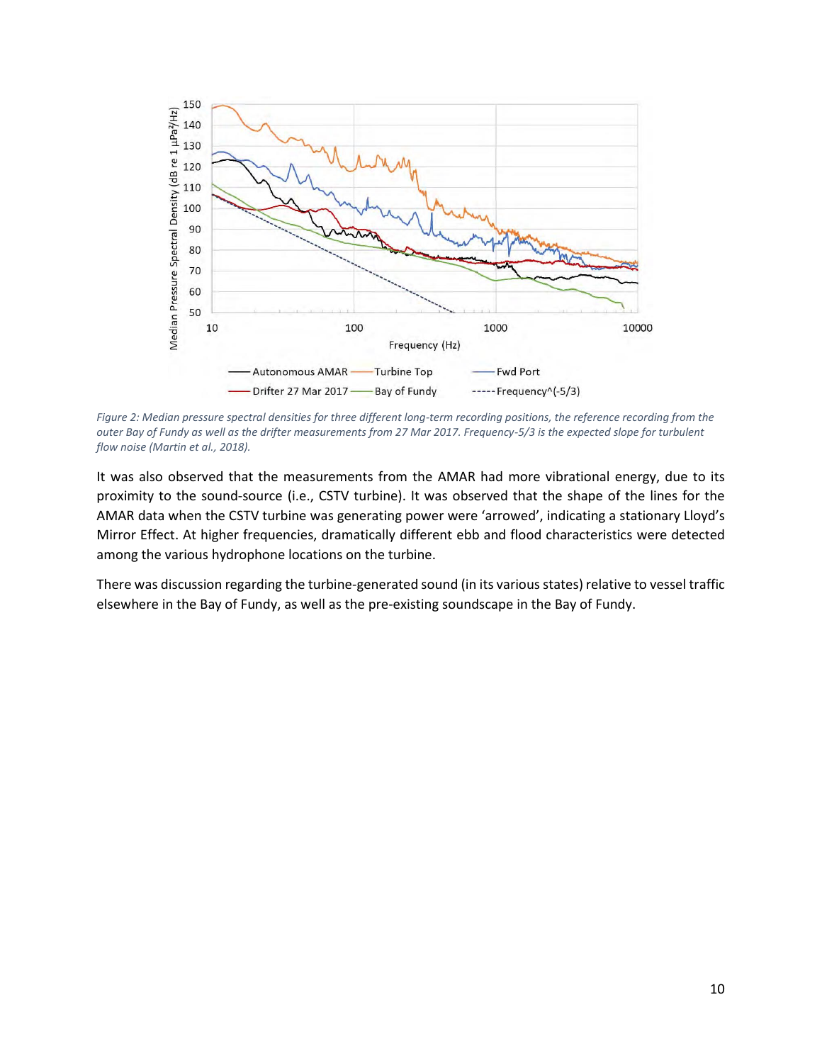*Figure 2: Median pressure spectral densities for three different long-term recording positions, the reference recording from the outer Bay of Fundy as well as the drifter measurements from 27 Mar 2017. Frequency-5/3 is the expected slope for turbulent flow noise (Martin et al., 2018).*

It was also observed that the measurements from the AMAR had more vibrational energy, due to its proximity to the sound-source (i.e., CSTV turbine). It was observed that the shape of the lines for the AMAR data when the CSTV turbine was generating power were 'arrowed', indicating a stationary Lloyd's Mirror Effect. At higher frequencies, dramatically different ebb and flood characteristics were detected among the various hydrophone locations on the turbine.

There was discussion regarding the turbine-generated sound (in its various states) relative to vessel traffic elsewhere in the Bay of Fundy, as well as the pre-existing soundscape in the Bay of Fundy.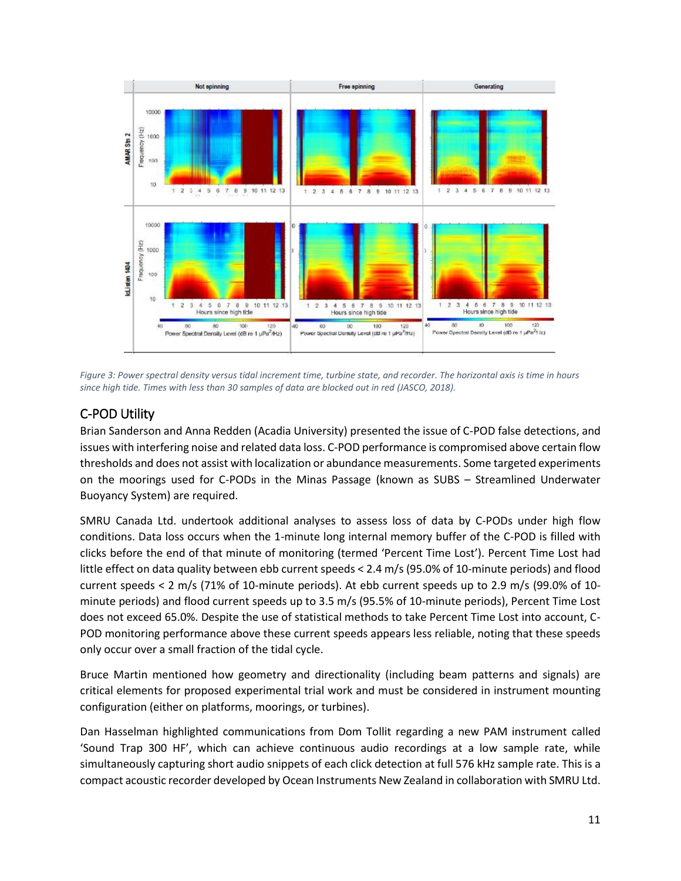*Figure 3: Power spectral density versus tidal increment time, turbine state, and recorder. The horizontal axis is time in hours since high tide. Times with less than 30 samples of data are blocked out in red (JASCO, 2018).*

## C-POD Utility

Brian Sanderson and Anna Redden (Acadia University) presented the issue of C-POD false detections, and issues with interfering noise and related data loss. C-POD performance is compromised above certain flow thresholds and does not assist with localization or abundance measurements. Some targeted experiments on the moorings used for C-PODs in the Minas Passage (known as SUBS – Streamlined Underwater Buoyancy System) are required.

SMRU Canada Ltd. undertook additional analyses to assess loss of data by C-PODs under high flow conditions. Data loss occurs when the 1-minute long internal memory buffer of the C-POD is filled with clicks before the end of that minute of monitoring (termed 'Percent Time Lost'). Percent Time Lost had little effect on data quality between ebb current speeds < 2.4 m/s (95.0% of 10-minute periods) and flood current speeds < 2 m/s (71% of 10-minute periods). At ebb current speeds up to 2.9 m/s (99.0% of 10-minute periods) and flood current speeds up to 3.5 m/s (95.5% of 10-minute periods), Percent Time Lost does not exceed 65.0%. Despite the use of statistical methods to take Percent Time Lost into account, C-POD monitoring performance above these current speeds appears less reliable, noting that these speeds only occur over a small fraction of the tidal cycle.

Bruce Martin mentioned how geometry and directionality (including beam patterns and signals) are critical elements for proposed experimental trial work and must be considered in instrument mounting configuration (either on platforms, moorings, or turbines).

Dan Hasselman highlighted communications from Dom Tollit regarding a new PAM instrument called 'Sound Trap 300 HF', which can achieve continuous audio recordings at a low sample rate, while simultaneously capturing short audio snippets of each click detection at full 576 kHz sample rate. This is a compact acoustic recorder developed by Ocean Instruments New Zealand in collaboration with SMRU Ltd.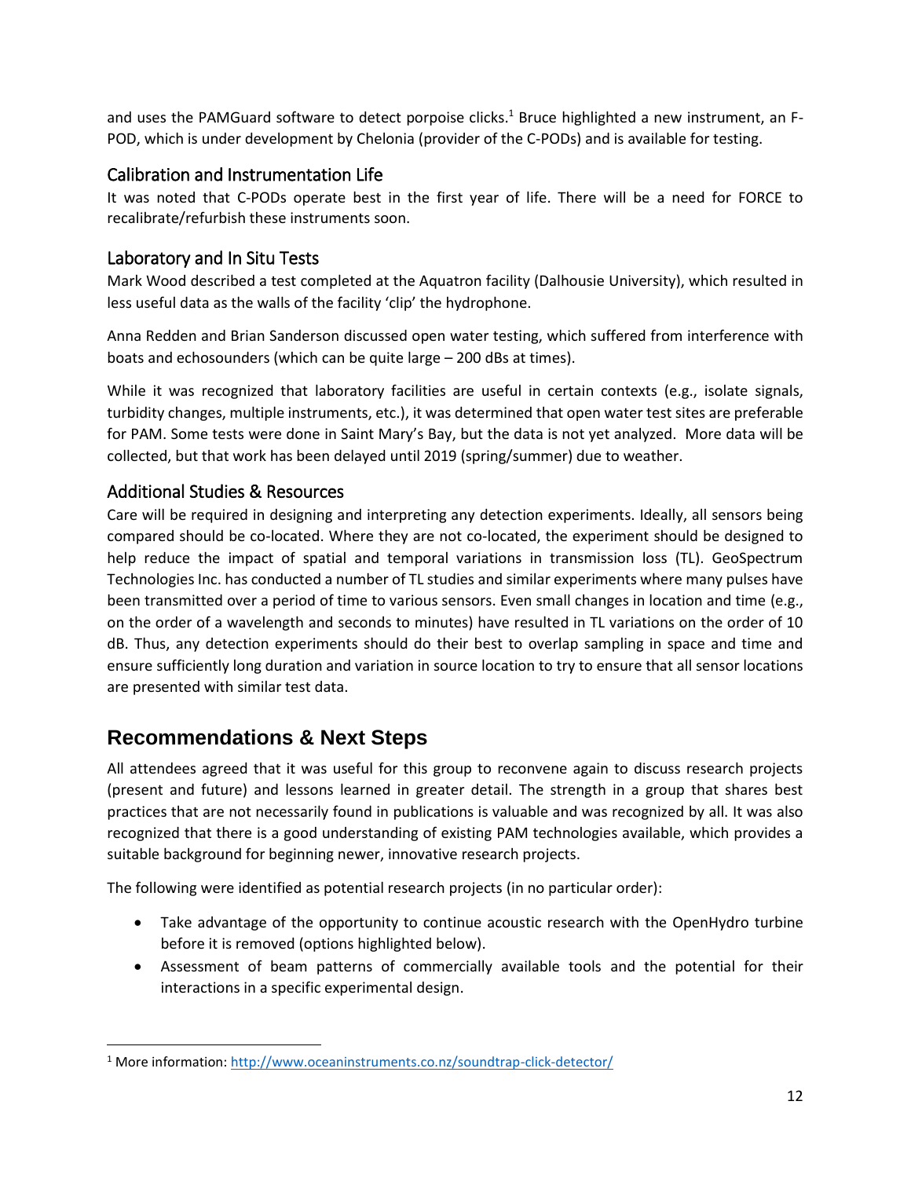and uses the PAMGuard software to detect porpoise clicks.[1] Bruce highlighted a new instrument, an F-POD, which is under development by Chelonia (provider of the C-PODs) and is available for testing.

### Calibration and Instrumentation Life

It was noted that C-PODs operate best in the first year of life. There will be a need for FORCE to recalibrate/refurbish these instruments soon.

### Laboratory and In Situ Tests

Mark Wood described a test completed at the Aquatron facility (Dalhousie University), which resulted in less useful data as the walls of the facility 'clip' the hydrophone.

Anna Redden and Brian Sanderson discussed open water testing, which suffered from interference with boats and echosounders (which can be quite large – 200 dBs at times).

While it was recognized that laboratory facilities are useful in certain contexts (e.g., isolate signals, turbidity changes, multiple instruments, etc.), it was determined that open water test sites are preferable for PAM. Some tests were done in Saint Mary's Bay, but the data is not yet analyzed. More data will be collected, but that work has been delayed until 2019 (spring/summer) due to weather.

### Additional Studies & Resources

Care will be required in designing and interpreting any detection experiments. Ideally, all sensors being compared should be co-located. Where they are not co-located, the experiment should be designed to help reduce the impact of spatial and temporal variations in transmission loss (TL). GeoSpectrum Technologies Inc. has conducted a number of TL studies and similar experiments where many pulses have been transmitted over a period of time to various sensors. Even small changes in location and time (e.g., on the order of a wavelength and seconds to minutes) have resulted in TL variations on the order of 10 dB. Thus, any detection experiments should do their best to overlap sampling in space and time and ensure sufficiently long duration and variation in source location to try to ensure that all sensor locations are presented with similar test data.

## Recommendations & Next Steps

All attendees agreed that it was useful for this group to reconvene again to discuss research projects (present and future) and lessons learned in greater detail. The strength in a group that shares best practices that are not necessarily found in publications is valuable and was recognized by all. It was also recognized that there is a good understanding of existing PAM technologies available, which provides a suitable background for beginning newer, innovative research projects.

The following were identified as potential research projects (in no particular order):

- Take advantage of the opportunity to continue acoustic research with the OpenHydro turbine before it is removed (options highlighted below).
- Assessment of beam patterns of commercially available tools and the potential for their interactions in a specific experimental design.

[1] More information: http://www.oceaninstruments.co.nz/soundtrap-click-detector/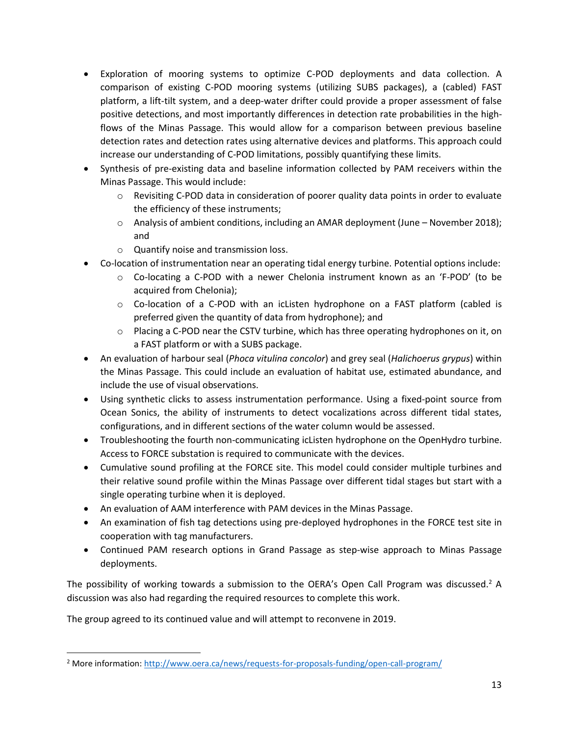- Exploration of mooring systems to optimize C-POD deployments and data collection. A comparison of existing C-POD mooring systems (utilizing SUBS packages), a (cabled) FAST platform, a lift-tilt system, and a deep-water drifter could provide a proper assessment of false positive detections, and most importantly differences in detection rate probabilities in the high-flows of the Minas Passage. This would allow for a comparison between previous baseline detection rates and detection rates using alternative devices and platforms. This approach could increase our understanding of C-POD limitations, possibly quantifying these limits.
- Synthesis of pre-existing data and baseline information collected by PAM receivers within the Minas Passage. This would include:
    - Revisiting C-POD data in consideration of poorer quality data points in order to evaluate the efficiency of these instruments;
    - Analysis of ambient conditions, including an AMAR deployment (June – November 2018); and
    - Quantify noise and transmission loss.
- Co-location of instrumentation near an operating tidal energy turbine. Potential options include:
    - Co-locating a C-POD with a newer Chelonia instrument known as an 'F-POD' (to be acquired from Chelonia);
    - Co-location of a C-POD with an icListen hydrophone on a FAST platform (cabled is preferred given the quantity of data from hydrophone); and
    - Placing a C-POD near the CSTV turbine, which has three operating hydrophones on it, on a FAST platform or with a SUBS package.
- An evaluation of harbour seal (*Phoca vitulina concolor*) and grey seal (*Halichoerus grypus*) within the Minas Passage. This could include an evaluation of habitat use, estimated abundance, and include the use of visual observations.
- Using synthetic clicks to assess instrumentation performance. Using a fixed-point source from Ocean Sonics, the ability of instruments to detect vocalizations across different tidal states, configurations, and in different sections of the water column would be assessed.
- Troubleshooting the fourth non-communicating icListen hydrophone on the OpenHydro turbine. Access to FORCE substation is required to communicate with the devices.
- Cumulative sound profiling at the FORCE site. This model could consider multiple turbines and their relative sound profile within the Minas Passage over different tidal stages but start with a single operating turbine when it is deployed.
- An evaluation of AAM interference with PAM devices in the Minas Passage.
- An examination of fish tag detections using pre-deployed hydrophones in the FORCE test site in cooperation with tag manufacturers.
- Continued PAM research options in Grand Passage as step-wise approach to Minas Passage deployments.

The possibility of working towards a submission to the OERA's Open Call Program was discussed.[2] A discussion was also had regarding the required resources to complete this work.

The group agreed to its continued value and will attempt to reconvene in 2019.

[2] More information: http://www.oera.ca/news/requests-for-proposals-funding/open-call-program/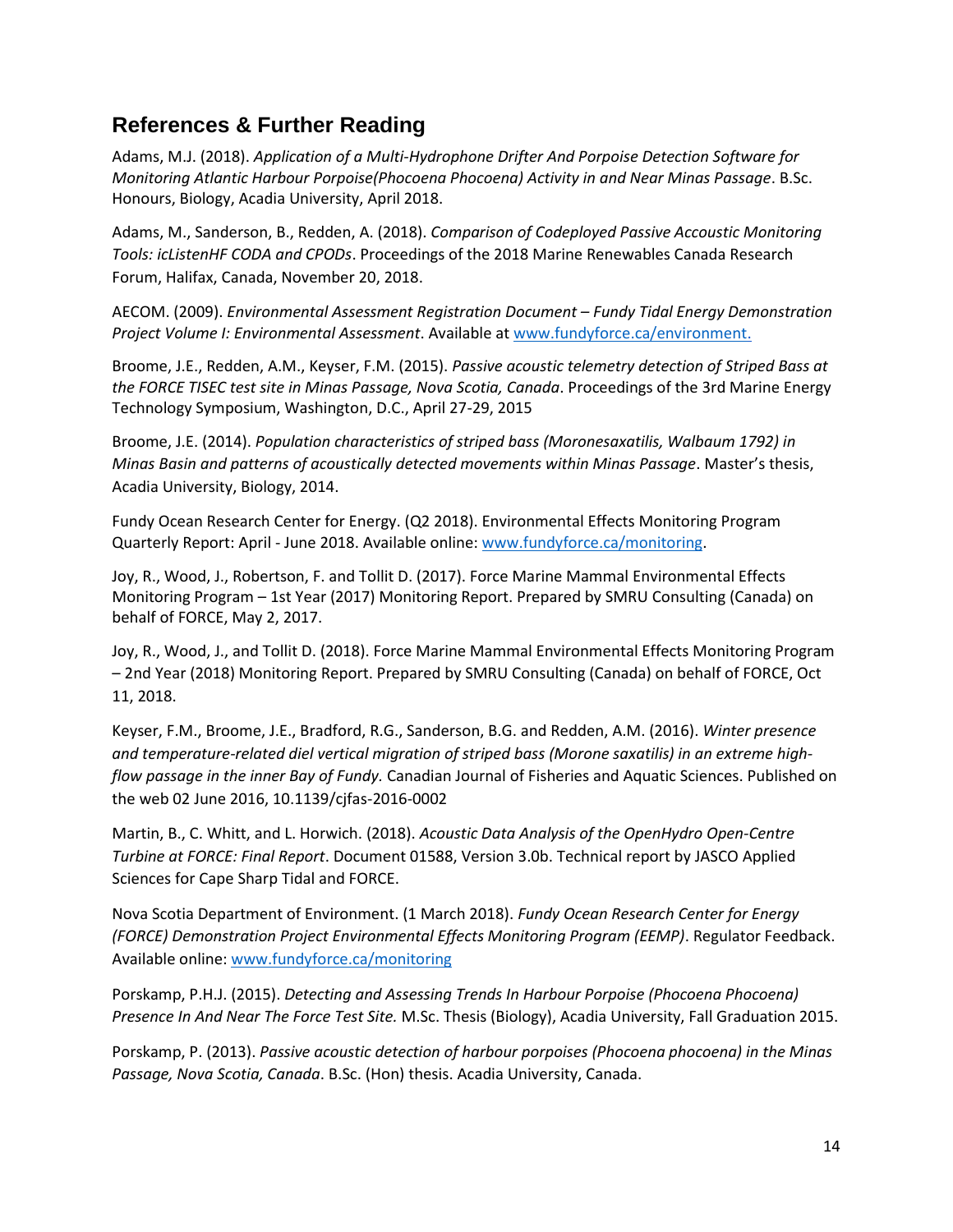## References & Further Reading

Adams, M.J. (2018). *Application of a Multi-Hydrophone Drifter And Porpoise Detection Software for Monitoring Atlantic Harbour Porpoise(Phocoena Phocoena) Activity in and Near Minas Passage*. B.Sc. Honours, Biology, Acadia University, April 2018.

Adams, M., Sanderson, B., Redden, A. (2018). *Comparison of Codeployed Passive Accoustic Monitoring Tools: icListenHF CODA and CPODs*. Proceedings of the 2018 Marine Renewables Canada Research Forum, Halifax, Canada, November 20, 2018.

AECOM. (2009). *Environmental Assessment Registration Document – Fundy Tidal Energy Demonstration Project Volume I: Environmental Assessment*. Available at [www.fundyforce.ca/environment.](www.fundyforce.ca/environment)

Broome, J.E., Redden, A.M., Keyser, F.M. (2015). *Passive acoustic telemetry detection of Striped Bass at the FORCE TISEC test site in Minas Passage, Nova Scotia, Canada*. Proceedings of the 3rd Marine Energy Technology Symposium, Washington, D.C., April 27-29, 2015

Broome, J.E. (2014). *Population characteristics of striped bass (Moronesaxatilis, Walbaum 1792) in Minas Basin and patterns of acoustically detected movements within Minas Passage*. Master's thesis, Acadia University, Biology, 2014.

Fundy Ocean Research Center for Energy. (Q2 2018). Environmental Effects Monitoring Program Quarterly Report: April - June 2018. Available online: [www.fundyforce.ca/monitoring](www.fundyforce.ca/monitoring).

Joy, R., Wood, J., Robertson, F. and Tollit D. (2017). Force Marine Mammal Environmental Effects Monitoring Program – 1st Year (2017) Monitoring Report. Prepared by SMRU Consulting (Canada) on behalf of FORCE, May 2, 2017.

Joy, R., Wood, J., and Tollit D. (2018). Force Marine Mammal Environmental Effects Monitoring Program – 2nd Year (2018) Monitoring Report. Prepared by SMRU Consulting (Canada) on behalf of FORCE, Oct 11, 2018.

Keyser, F.M., Broome, J.E., Bradford, R.G., Sanderson, B.G. and Redden, A.M. (2016). *Winter presence and temperature-related diel vertical migration of striped bass (Morone saxatilis) in an extreme high-flow passage in the inner Bay of Fundy.* Canadian Journal of Fisheries and Aquatic Sciences. Published on the web 02 June 2016, 10.1139/cjfas-2016-0002

Martin, B., C. Whitt, and L. Horwich. (2018). *Acoustic Data Analysis of the OpenHydro Open-Centre Turbine at FORCE: Final Report*. Document 01588, Version 3.0b. Technical report by JASCO Applied Sciences for Cape Sharp Tidal and FORCE.

Nova Scotia Department of Environment. (1 March 2018). *Fundy Ocean Research Center for Energy (FORCE) Demonstration Project Environmental Effects Monitoring Program (EEMP)*. Regulator Feedback. Available online: [www.fundyforce.ca/monitoring](www.fundyforce.ca/monitoring)

Porskamp, P.H.J. (2015). *Detecting and Assessing Trends In Harbour Porpoise (Phocoena Phocoena) Presence In And Near The Force Test Site.* M.Sc. Thesis (Biology), Acadia University, Fall Graduation 2015.

Porskamp, P. (2013). *Passive acoustic detection of harbour porpoises (Phocoena phocoena) in the Minas Passage, Nova Scotia, Canada*. B.Sc. (Hon) thesis. Acadia University, Canada.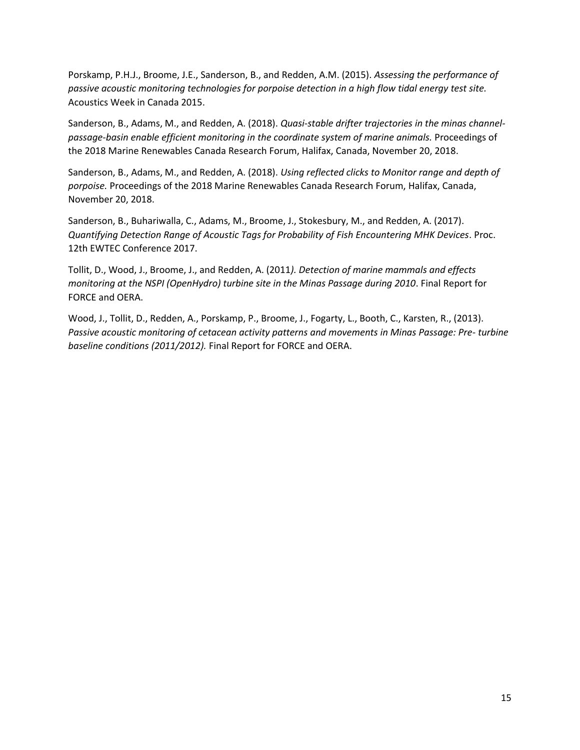Porskamp, P.H.J., Broome, J.E., Sanderson, B., and Redden, A.M. (2015). *Assessing the performance of passive acoustic monitoring technologies for porpoise detection in a high flow tidal energy test site.* Acoustics Week in Canada 2015.

Sanderson, B., Adams, M., and Redden, A. (2018). *Quasi-stable drifter trajectories in the minas channel-passage-basin enable efficient monitoring in the coordinate system of marine animals.* Proceedings of the 2018 Marine Renewables Canada Research Forum, Halifax, Canada, November 20, 2018.

Sanderson, B., Adams, M., and Redden, A. (2018). *Using reflected clicks to Monitor range and depth of porpoise.* Proceedings of the 2018 Marine Renewables Canada Research Forum, Halifax, Canada, November 20, 2018.

Sanderson, B., Buhariwalla, C., Adams, M., Broome, J., Stokesbury, M., and Redden, A. (2017). *Quantifying Detection Range of Acoustic Tags for Probability of Fish Encountering MHK Devices*. Proc. 12th EWTEC Conference 2017.

Tollit, D., Wood, J., Broome, J., and Redden, A. (2011*). Detection of marine mammals and effects monitoring at the NSPI (OpenHydro) turbine site in the Minas Passage during 2010*. Final Report for FORCE and OERA.

Wood, J., Tollit, D., Redden, A., Porskamp, P., Broome, J., Fogarty, L., Booth, C., Karsten, R., (2013). *Passive acoustic monitoring of cetacean activity patterns and movements in Minas Passage: Pre- turbine baseline conditions (2011/2012).* Final Report for FORCE and OERA.